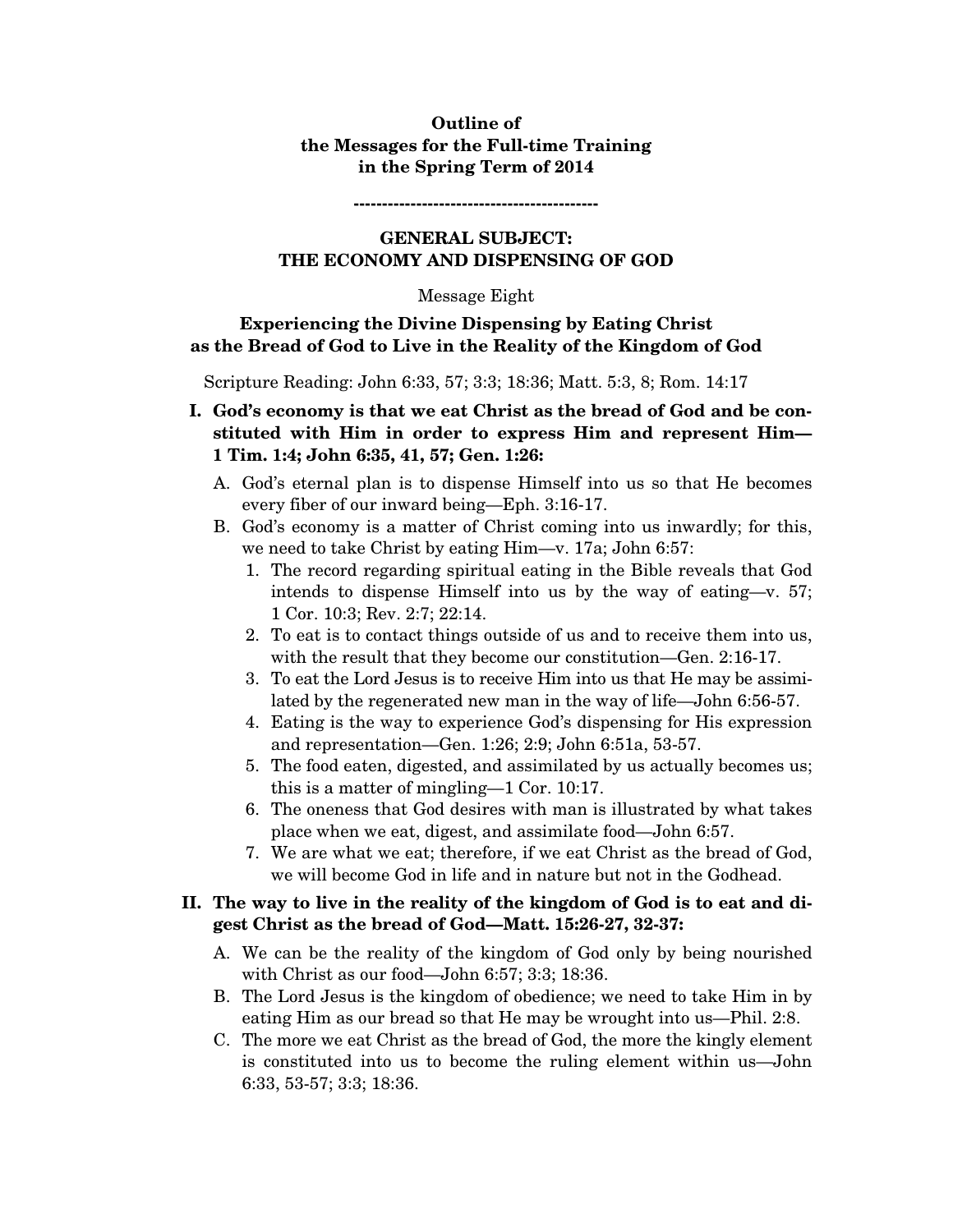**Outline of**
**the Messages for the Full-time Training**
**in the Spring Term of 2014**

------------------------------------------

## GENERAL SUBJECT:
## THE ECONOMY AND DISPENSING OF GOD

Message Eight

### Experiencing the Divine Dispensing by Eating Christ as the Bread of God to Live in the Reality of the Kingdom of God

Scripture Reading: John 6:33, 57; 3:3; 18:36; Matt. 5:3, 8; Rom. 14:17

**I. God's economy is that we eat Christ as the bread of God and be constituted with Him in order to express Him and represent Him—1 Tim. 1:4; John 6:35, 41, 57; Gen. 1:26:**

A. God's eternal plan is to dispense Himself into us so that He becomes every fiber of our inward being—Eph. 3:16-17.

B. God's economy is a matter of Christ coming into us inwardly; for this, we need to take Christ by eating Him—v. 17a; John 6:57:

1. The record regarding spiritual eating in the Bible reveals that God intends to dispense Himself into us by the way of eating—v. 57; 1 Cor. 10:3; Rev. 2:7; 22:14.
2. To eat is to contact things outside of us and to receive them into us, with the result that they become our constitution—Gen. 2:16-17.
3. To eat the Lord Jesus is to receive Him into us that He may be assimilated by the regenerated new man in the way of life—John 6:56-57.
4. Eating is the way to experience God's dispensing for His expression and representation—Gen. 1:26; 2:9; John 6:51a, 53-57.
5. The food eaten, digested, and assimilated by us actually becomes us; this is a matter of mingling—1 Cor. 10:17.
6. The oneness that God desires with man is illustrated by what takes place when we eat, digest, and assimilate food—John 6:57.
7. We are what we eat; therefore, if we eat Christ as the bread of God, we will become God in life and in nature but not in the Godhead.

**II. The way to live in the reality of the kingdom of God is to eat and digest Christ as the bread of God—Matt. 15:26-27, 32-37:**

A. We can be the reality of the kingdom of God only by being nourished with Christ as our food—John 6:57; 3:3; 18:36.

B. The Lord Jesus is the kingdom of obedience; we need to take Him in by eating Him as our bread so that He may be wrought into us—Phil. 2:8.

C. The more we eat Christ as the bread of God, the more the kingly element is constituted into us to become the ruling element within us—John 6:33, 53-57; 3:3; 18:36.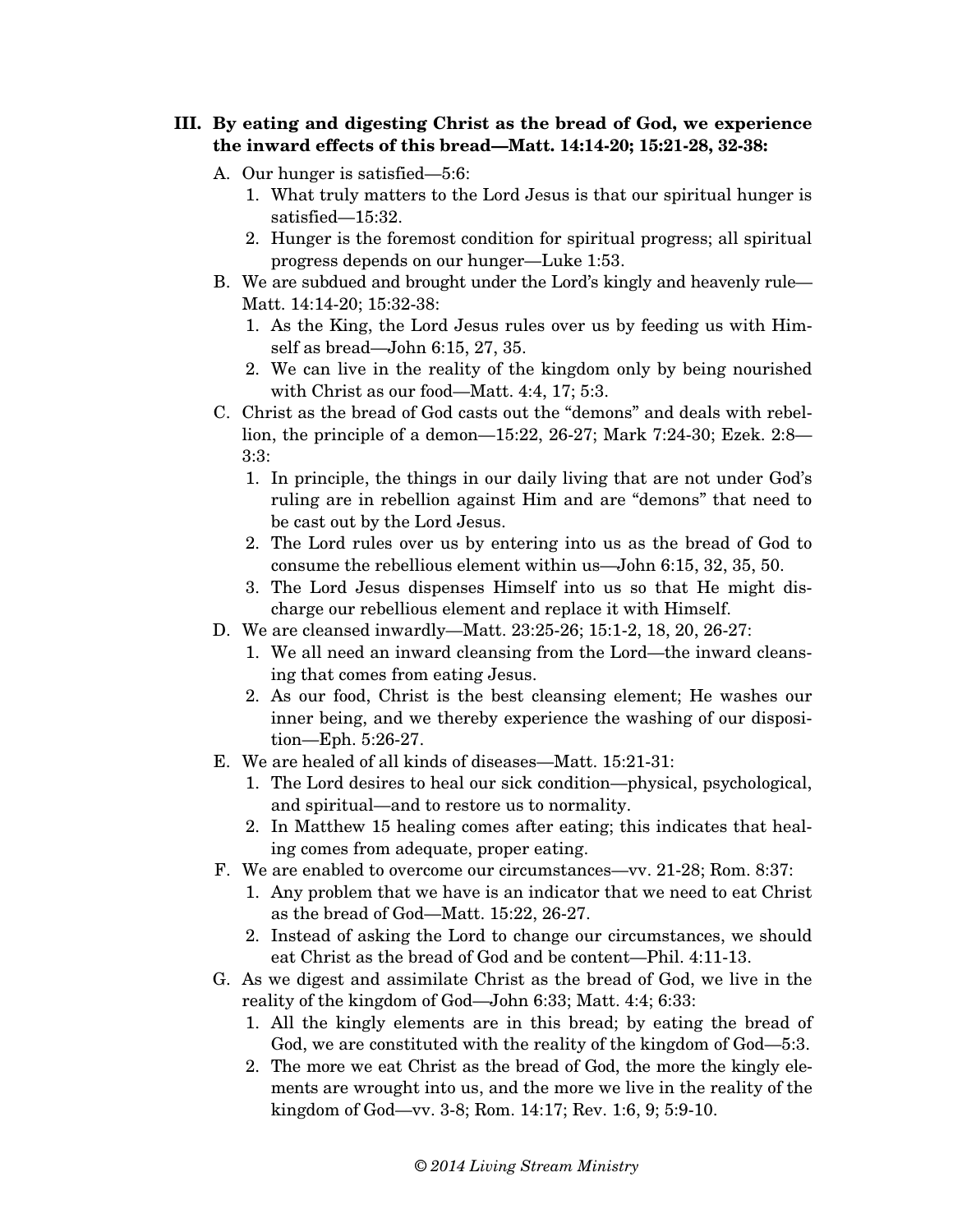**III. By eating and digesting Christ as the bread of God, we experience the inward effects of this bread—Matt. 14:14-20; 15:21-28, 32-38:**

A. Our hunger is satisfied—5:6:
   1. What truly matters to the Lord Jesus is that our spiritual hunger is satisfied—15:32.
   2. Hunger is the foremost condition for spiritual progress; all spiritual progress depends on our hunger—Luke 1:53.

B. We are subdued and brought under the Lord's kingly and heavenly rule—Matt. 14:14-20; 15:32-38:
   1. As the King, the Lord Jesus rules over us by feeding us with Himself as bread—John 6:15, 27, 35.
   2. We can live in the reality of the kingdom only by being nourished with Christ as our food—Matt. 4:4, 17; 5:3.

C. Christ as the bread of God casts out the "demons" and deals with rebellion, the principle of a demon—15:22, 26-27; Mark 7:24-30; Ezek. 2:8—3:3:
   1. In principle, the things in our daily living that are not under God's ruling are in rebellion against Him and are "demons" that need to be cast out by the Lord Jesus.
   2. The Lord rules over us by entering into us as the bread of God to consume the rebellious element within us—John 6:15, 32, 35, 50.
   3. The Lord Jesus dispenses Himself into us so that He might discharge our rebellious element and replace it with Himself.

D. We are cleansed inwardly—Matt. 23:25-26; 15:1-2, 18, 20, 26-27:
   1. We all need an inward cleansing from the Lord—the inward cleansing that comes from eating Jesus.
   2. As our food, Christ is the best cleansing element; He washes our inner being, and we thereby experience the washing of our disposition—Eph. 5:26-27.

E. We are healed of all kinds of diseases—Matt. 15:21-31:
   1. The Lord desires to heal our sick condition—physical, psychological, and spiritual—and to restore us to normality.
   2. In Matthew 15 healing comes after eating; this indicates that healing comes from adequate, proper eating.

F. We are enabled to overcome our circumstances—vv. 21-28; Rom. 8:37:
   1. Any problem that we have is an indicator that we need to eat Christ as the bread of God—Matt. 15:22, 26-27.
   2. Instead of asking the Lord to change our circumstances, we should eat Christ as the bread of God and be content—Phil. 4:11-13.

G. As we digest and assimilate Christ as the bread of God, we live in the reality of the kingdom of God—John 6:33; Matt. 4:4; 6:33:
   1. All the kingly elements are in this bread; by eating the bread of God, we are constituted with the reality of the kingdom of God—5:3.
   2. The more we eat Christ as the bread of God, the more the kingly elements are wrought into us, and the more we live in the reality of the kingdom of God—vv. 3-8; Rom. 14:17; Rev. 1:6, 9; 5:9-10.

*© 2014 Living Stream Ministry*